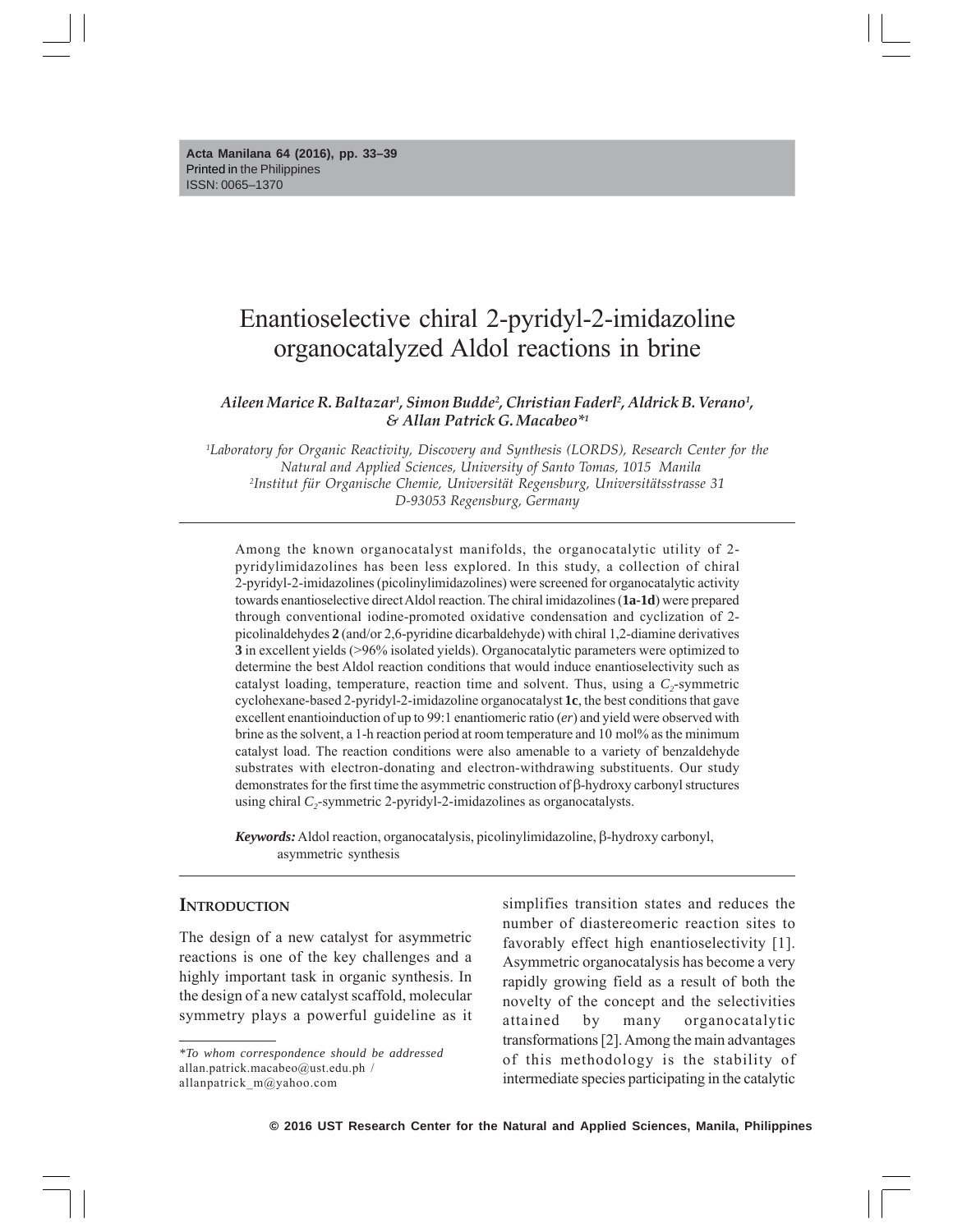# Enantioselective chiral 2-pyridyl-2-imidazoline organocatalyzed Aldol reactions in brine

***Aileen Marice R. Baltazar[1], Simon Budde[2], Christian Faderl[2], Aldrick B. Verano[1], & Allan Patrick G. Macabeo*[1]***

*[1]Laboratory for Organic Reactivity, Discovery and Synthesis (LORDS), Research Center for the Natural and Applied Sciences, University of Santo Tomas, 1015 Manila*
*[2]Institut für Organische Chemie, Universität Regensburg, Universitätsstrasse 31 D-93053 Regensburg, Germany*

---

Among the known organocatalyst manifolds, the organocatalytic utility of 2-pyridylimidazolines has been less explored. In this study, a collection of chiral 2-pyridyl-2-imidazolines (picolinylimidazolines) were screened for organocatalytic activity towards enantioselective direct Aldol reaction. The chiral imidazolines (**1a-1d**) were prepared through conventional iodine-promoted oxidative condensation and cyclization of 2-picolinaldehydes **2** (and/or 2,6-pyridine dicarbaldehyde) with chiral 1,2-diamine derivatives **3** in excellent yields (>96% isolated yields). Organocatalytic parameters were optimized to determine the best Aldol reaction conditions that would induce enantioselectivity such as catalyst loading, temperature, reaction time and solvent. Thus, using a $C_2$-symmetric cyclohexane-based 2-pyridyl-2-imidazoline organocatalyst **1c**, the best conditions that gave excellent enantioinduction of up to 99:1 enantiomeric ratio (*er*) and yield were observed with brine as the solvent, a 1-h reaction period at room temperature and 10 mol% as the minimum catalyst load. The reaction conditions were also amenable to a variety of benzaldehyde substrates with electron-donating and electron-withdrawing substituents. Our study demonstrates for the first time the asymmetric construction of β-hydroxy carbonyl structures using chiral $C_2$-symmetric 2-pyridyl-2-imidazolines as organocatalysts.

***Keywords:*** Aldol reaction, organocatalysis, picolinylimidazoline, β-hydroxy carbonyl, asymmetric synthesis

---

## Introduction

The design of a new catalyst for asymmetric reactions is one of the key challenges and a highly important task in organic synthesis. In the design of a new catalyst scaffold, molecular symmetry plays a powerful guideline as it simplifies transition states and reduces the number of diastereomeric reaction sites to favorably effect high enantioselectivity [1]. Asymmetric organocatalysis has become a very rapidly growing field as a result of both the novelty of the concept and the selectivities attained by many organocatalytic transformations [2]. Among the main advantages of this methodology is the stability of intermediate species participating in the catalytic

---

*\*To whom correspondence should be addressed*
allan.patrick.macabeo@ust.edu.ph /
allanpatrick_m@yahoo.com

**© 2016 UST Research Center for the Natural and Applied Sciences, Manila, Philippines**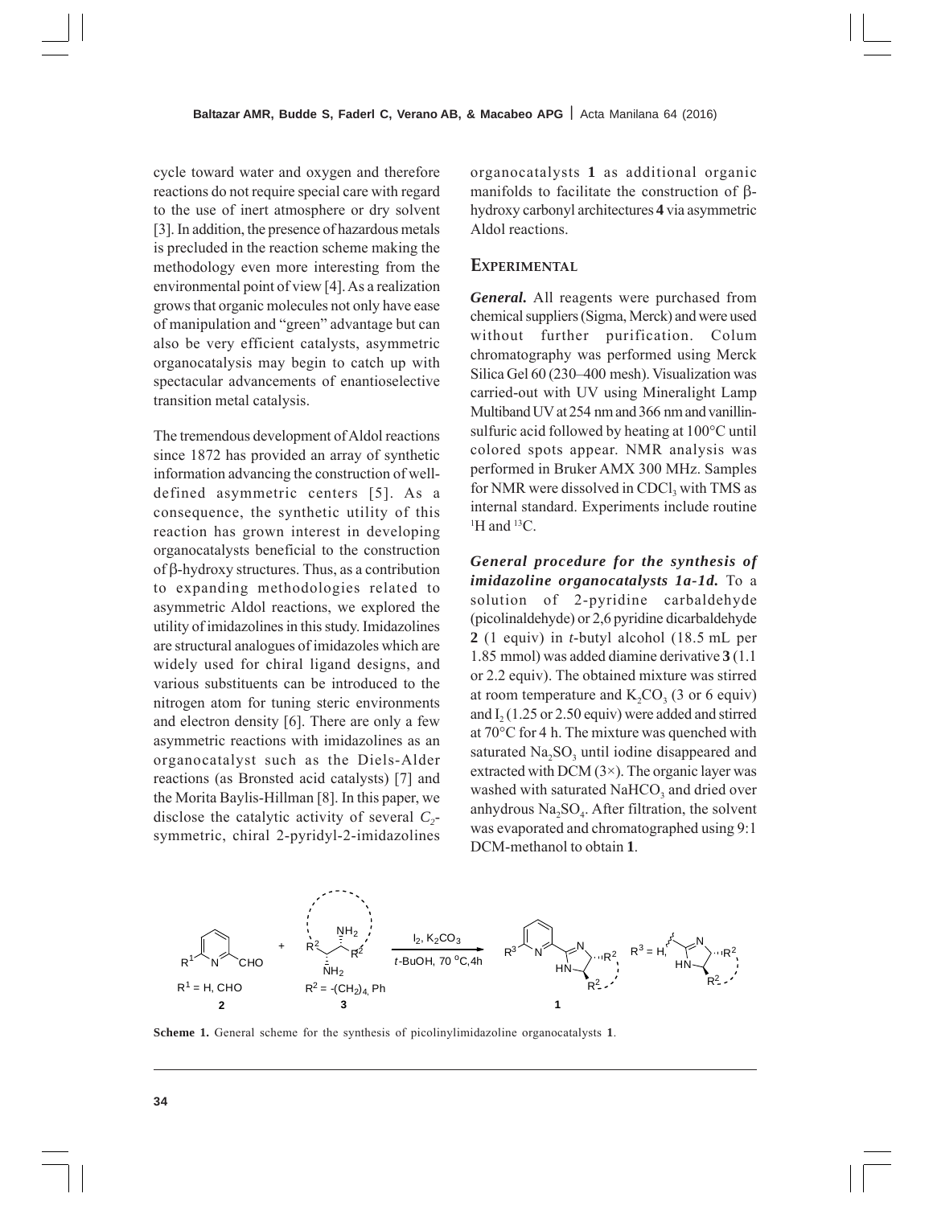cycle toward water and oxygen and therefore reactions do not require special care with regard to the use of inert atmosphere or dry solvent [3]. In addition, the presence of hazardous metals is precluded in the reaction scheme making the methodology even more interesting from the environmental point of view [4]. As a realization grows that organic molecules not only have ease of manipulation and "green" advantage but can also be very efficient catalysts, asymmetric organocatalysis may begin to catch up with spectacular advancements of enantioselective transition metal catalysis.

The tremendous development of Aldol reactions since 1872 has provided an array of synthetic information advancing the construction of well-defined asymmetric centers [5]. As a consequence, the synthetic utility of this reaction has grown interest in developing organocatalysts beneficial to the construction of β-hydroxy structures. Thus, as a contribution to expanding methodologies related to asymmetric Aldol reactions, we explored the utility of imidazolines in this study. Imidazolines are structural analogues of imidazoles which are widely used for chiral ligand designs, and various substituents can be introduced to the nitrogen atom for tuning steric environments and electron density [6]. There are only a few asymmetric reactions with imidazolines as an organocatalyst such as the Diels-Alder reactions (as Bronsted acid catalysts) [7] and the Morita Baylis-Hillman [8]. In this paper, we disclose the catalytic activity of several $C_2$-symmetric, chiral 2-pyridyl-2-imidazolines organocatalysts **1** as additional organic manifolds to facilitate the construction of β-hydroxy carbonyl architectures **4** via asymmetric Aldol reactions.

## EXPERIMENTAL

***General.*** All reagents were purchased from chemical suppliers (Sigma, Merck) and were used without further purification. Colum chromatography was performed using Merck Silica Gel 60 (230–400 mesh). Visualization was carried-out with UV using Mineralight Lamp Multiband UV at 254 nm and 366 nm and vanillin-sulfuric acid followed by heating at 100°C until colored spots appear. NMR analysis was performed in Bruker AMX 300 MHz. Samples for NMR were dissolved in $CDCl_3$ with TMS as internal standard. Experiments include routine $^1$H and $^{13}$C.

***General procedure for the synthesis of imidazoline organocatalysts 1a-1d.*** To a solution of 2-pyridine carbaldehyde (picolinaldehyde) or 2,6 pyridine dicarbaldehyde **2** (1 equiv) in *t*-butyl alcohol (18.5 mL per 1.85 mmol) was added diamine derivative **3** (1.1 or 2.2 equiv). The obtained mixture was stirred at room temperature and $K_2CO_3$ (3 or 6 equiv) and $I_2$ (1.25 or 2.50 equiv) were added and stirred at 70°C for 4 h. The mixture was quenched with saturated $Na_2SO_3$ until iodine disappeared and extracted with DCM (3×). The organic layer was washed with saturated $NaHCO_3$ and dried over anhydrous $Na_2SO_4$. After filtration, the solvent was evaporated and chromatographed using 9:1 DCM-methanol to obtain **1**.

**Scheme 1.** General scheme for the synthesis of picolinylimidazoline organocatalysts **1**.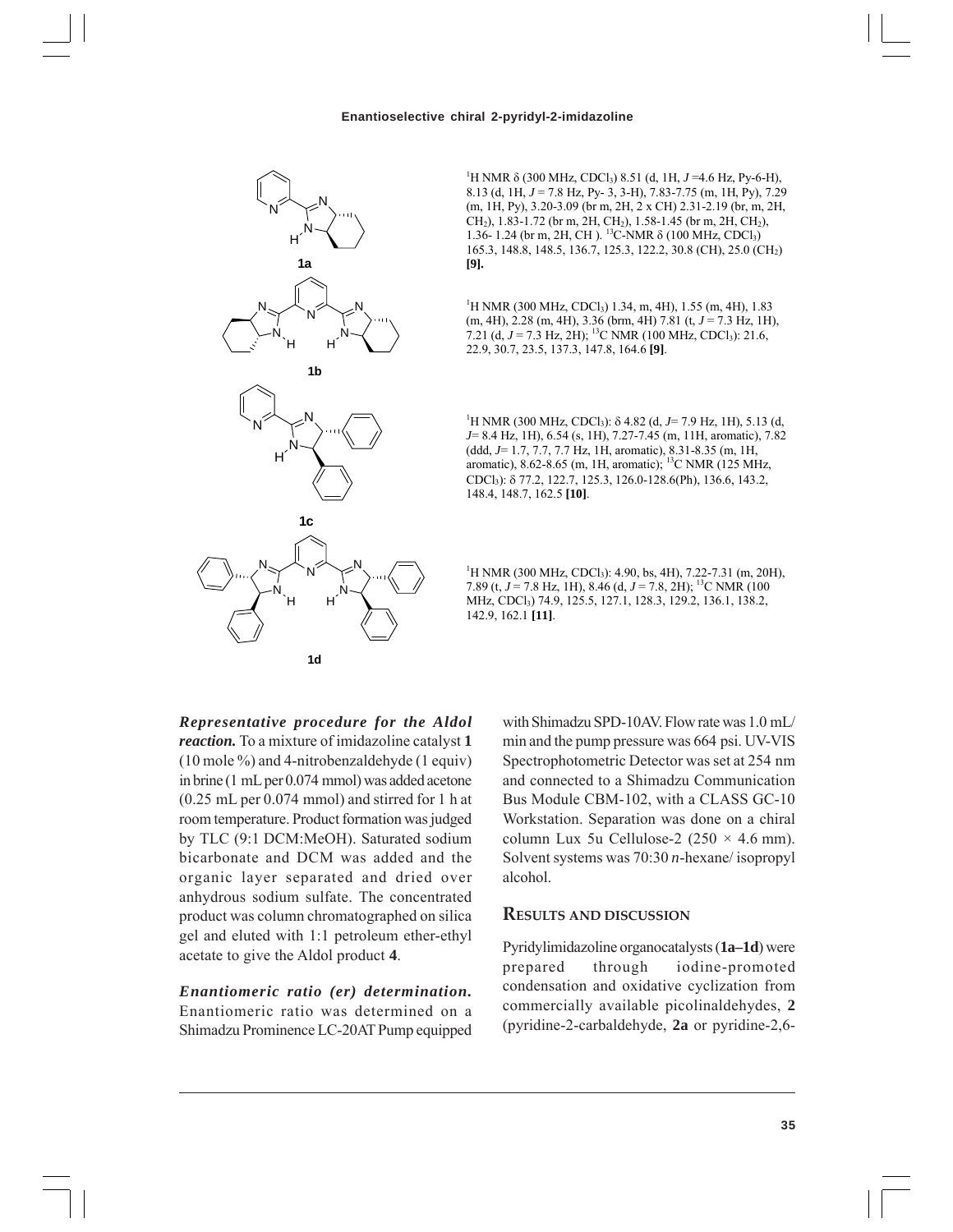1a

$^{1}$H NMR δ (300 MHz, $CDCl_3$) 8.51 (d, 1H, $J$ =4.6 Hz, Py-6-H), 8.13 (d, 1H, $J$ = 7.8 Hz, Py- 3, 3-H), 7.83-7.75 (m, 1H, Py), 7.29 (m, 1H, Py), 3.20-3.09 (br m, 2H, 2 x CH) 2.31-2.19 (br, m, 2H, $CH_2$), 1.83-1.72 (br m, 2H, $CH_2$), 1.58-1.45 (br m, 2H, $CH_2$), 1.36- 1.24 (br m, 2H, CH ). $^{13}$C-NMR δ (100 MHz, $CDCl_3$) 165.3, 148.8, 148.5, 136.7, 125.3, 122.2, 30.8 (CH), 25.0 ($CH_2$) **[9].**

1b

$^{1}$H NMR (300 MHz, $CDCl_3$) 1.34, m, 4H), 1.55 (m, 4H), 1.83 (m, 4H), 2.28 (m, 4H), 3.36 (brm, 4H) 7.81 (t, $J$ = 7.3 Hz, 1H), 7.21 (d, $J$ = 7.3 Hz, 2H); $^{13}$C NMR (100 MHz, $CDCl_3$): 21.6, 22.9, 30.7, 23.5, 137.3, 147.8, 164.6 **[9]**.

1c

$^{1}$H NMR (300 MHz, $CDCl_3$): δ 4.82 (d, $J$= 7.9 Hz, 1H), 5.13 (d, $J$= 8.4 Hz, 1H), 6.54 (s, 1H), 7.27-7.45 (m, 11H, aromatic), 7.82 (ddd, $J$= 1.7, 7.7, 7.7 Hz, 1H, aromatic), 8.31-8.35 (m, 1H, aromatic), 8.62-8.65 (m, 1H, aromatic); $^{13}$C NMR (125 MHz, $CDCl_3$): δ 77.2, 122.7, 125.3, 126.0-128.6(Ph), 136.6, 143.2, 148.4, 148.7, 162.5 **[10]**.

1d

$^{1}$H NMR (300 MHz, $CDCl_3$): 4.90, bs, 4H), 7.22-7.31 (m, 20H), 7.89 (t, $J$ = 7.8 Hz, 1H), 8.46 (d, $J$ = 7.8, 2H); $^{13}$C NMR (100 MHz, $CDCl_3$) 74.9, 125.5, 127.1, 128.3, 129.2, 136.1, 138.2, 142.9, 162.1 **[11]**.

***Representative procedure for the Aldol reaction.*** To a mixture of imidazoline catalyst **1** (10 mole %) and 4-nitrobenzaldehyde (1 equiv) in brine (1 mL per 0.074 mmol) was added acetone (0.25 mL per 0.074 mmol) and stirred for 1 h at room temperature. Product formation was judged by TLC (9:1 DCM:MeOH). Saturated sodium bicarbonate and DCM was added and the organic layer separated and dried over anhydrous sodium sulfate. The concentrated product was column chromatographed on silica gel and eluted with 1:1 petroleum ether-ethyl acetate to give the Aldol product **4**.

***Enantiomeric ratio (er) determination.*** Enantiomeric ratio was determined on a Shimadzu Prominence LC-20AT Pump equipped with Shimadzu SPD-10AV. Flow rate was 1.0 mL/min and the pump pressure was 664 psi. UV-VIS Spectrophotometric Detector was set at 254 nm and connected to a Shimadzu Communication Bus Module CBM-102, with a CLASS GC-10 Workstation. Separation was done on a chiral column Lux 5u Cellulose-2 (250 × 4.6 mm). Solvent systems was 70:30 *n*-hexane/ isopropyl alcohol.

## RESULTS AND DISCUSSION

Pyridylimidazoline organocatalysts (**1a–1d**) were prepared through iodine-promoted condensation and oxidative cyclization from commercially available picolinaldehydes, **2** (pyridine-2-carbaldehyde, **2a** or pyridine-2,6-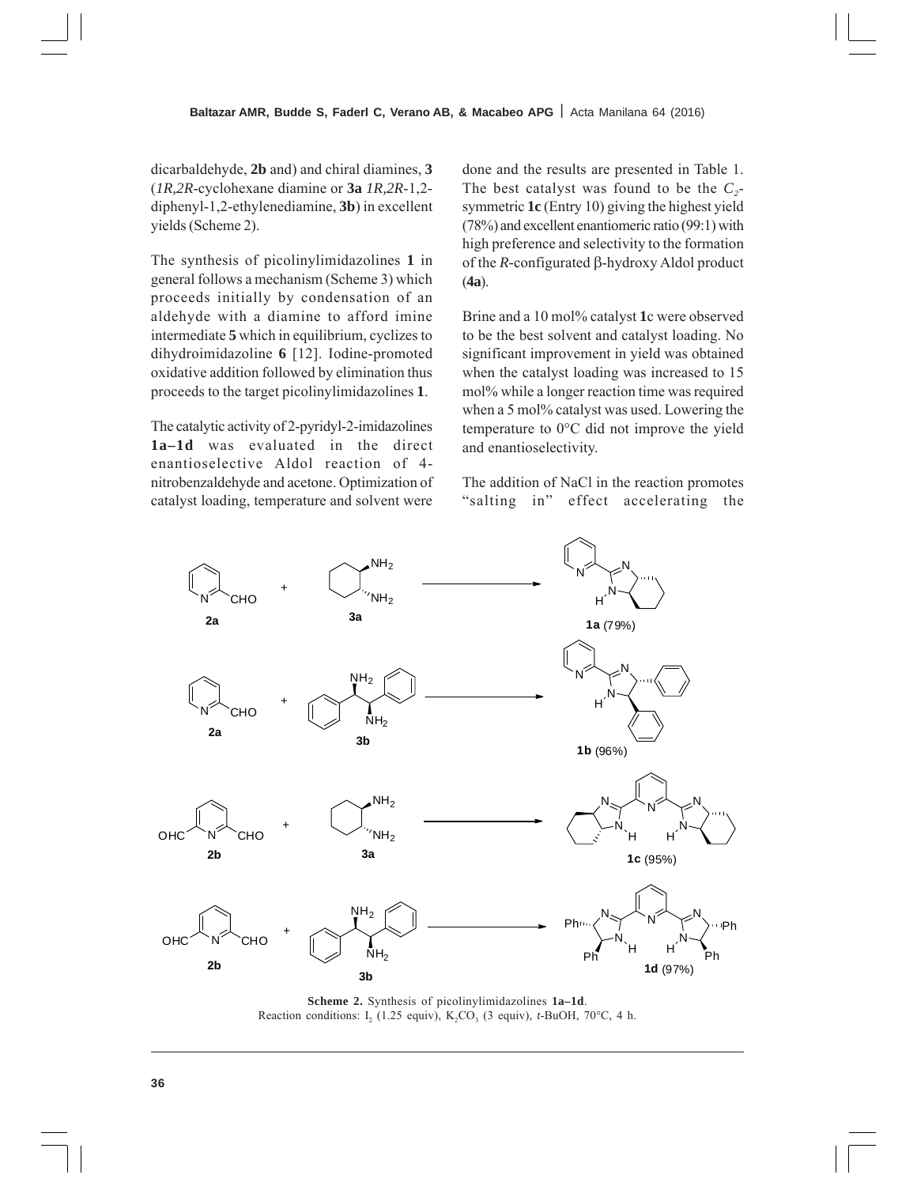dicarbaldehyde, **2b** and) and chiral diamines, **3** (*1R,2R*-cyclohexane diamine or **3a** *1R,2R*-1,2-diphenyl-1,2-ethylenediamine, **3b**) in excellent yields (Scheme 2).

The synthesis of picolinylimidazolines **1** in general follows a mechanism (Scheme 3) which proceeds initially by condensation of an aldehyde with a diamine to afford imine intermediate **5** which in equilibrium, cyclizes to dihydroimidazoline **6** [12]. Iodine-promoted oxidative addition followed by elimination thus proceeds to the target picolinylimidazolines **1**.

The catalytic activity of 2-pyridyl-2-imidazolines **1a–1d** was evaluated in the direct enantioselective Aldol reaction of 4-nitrobenzaldehyde and acetone. Optimization of catalyst loading, temperature and solvent were done and the results are presented in Table 1. The best catalyst was found to be the $C_2$-symmetric **1c** (Entry 10) giving the highest yield (78%) and excellent enantiomeric ratio (99:1) with high preference and selectivity to the formation of the *R*-configurated β-hydroxy Aldol product (**4a**).

Brine and a 10 mol% catalyst **1c** were observed to be the best solvent and catalyst loading. No significant improvement in yield was obtained when the catalyst loading was increased to 15 mol% while a longer reaction time was required when a 5 mol% catalyst was used. Lowering the temperature to 0°C did not improve the yield and enantioselectivity.

The addition of NaCl in the reaction promotes "salting in" effect accelerating the

**2a** + **3a** → **1a** (79%)

**2a** + **3b** → **1b** (96%)

**2b** + **3a** → **1c** (95%)

**2b** + **3b** → **1d** (97%)

**Scheme 2.** Synthesis of picolinylimidazolines **1a–1d**.
Reaction conditions: $I_2$ (1.25 equiv), $K_2CO_3$ (3 equiv), *t*-BuOH, 70°C, 4 h.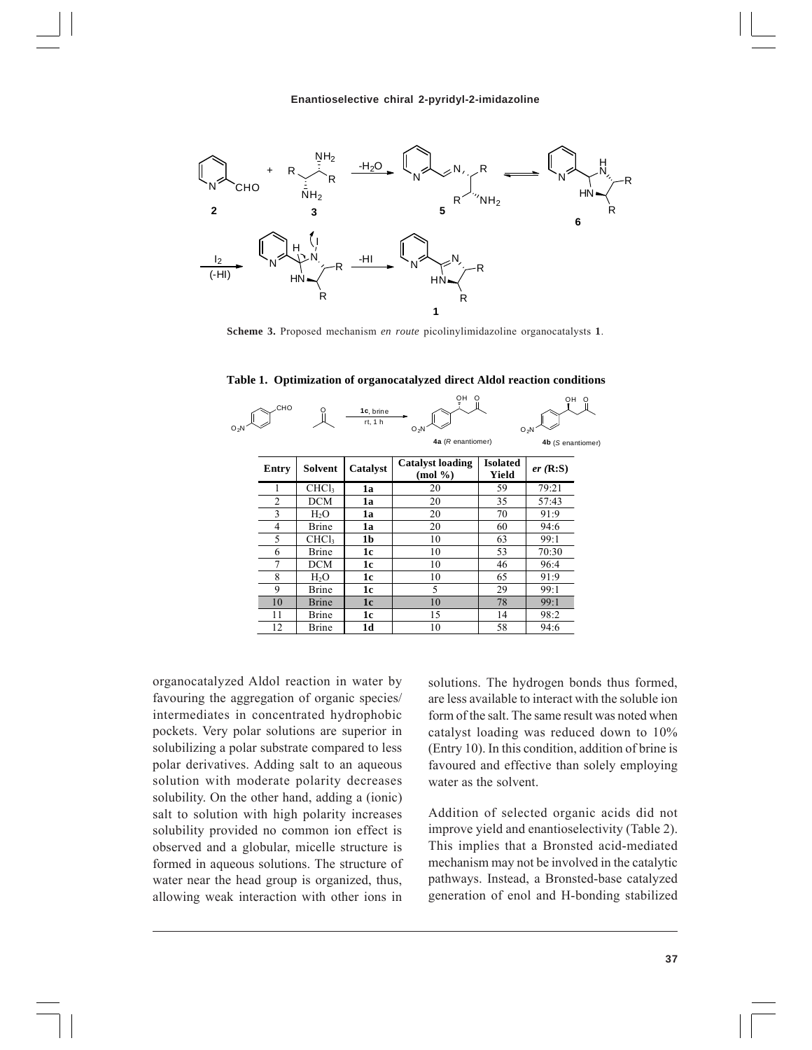**Scheme 3.** Proposed mechanism *en route* picolinylimidazoline organocatalysts **1**.

**Table 1. Optimization of organocatalyzed direct Aldol reaction conditions**

| Entry | Solvent | Catalyst | Catalyst loading (mol %) | Isolated Yield | *er* (R:S) |
|---|---|---|---|---|---|
| 1 | $CHCl_3$ | **1a** | 20 | 59 | 79:21 |
| 2 | DCM | **1a** | 20 | 35 | 57:43 |
| 3 | $H_2O$ | **1a** | 20 | 70 | 91:9 |
| 4 | Brine | **1a** | 20 | 60 | 94:6 |
| 5 | $CHCl_3$ | **1b** | 10 | 63 | 99:1 |
| 6 | Brine | **1c** | 10 | 53 | 70:30 |
| 7 | DCM | **1c** | 10 | 46 | 96:4 |
| 8 | $H_2O$ | **1c** | 10 | 65 | 91:9 |
| 9 | Brine | **1c** | 5 | 29 | 99:1 |
| 10 | Brine | **1c** | 10 | 78 | 99:1 |
| 11 | Brine | **1c** | 15 | 14 | 98:2 |
| 12 | Brine | **1d** | 10 | 58 | 94:6 |

organocatalyzed Aldol reaction in water by favouring the aggregation of organic species/ intermediates in concentrated hydrophobic pockets. Very polar solutions are superior in solubilizing a polar substrate compared to less polar derivatives. Adding salt to an aqueous solution with moderate polarity decreases solubility. On the other hand, adding a (ionic) salt to solution with high polarity increases solubility provided no common ion effect is observed and a globular, micelle structure is formed in aqueous solutions. The structure of water near the head group is organized, thus, allowing weak interaction with other ions in solutions. The hydrogen bonds thus formed, are less available to interact with the soluble ion form of the salt. The same result was noted when catalyst loading was reduced down to 10% (Entry 10). In this condition, addition of brine is favoured and effective than solely employing water as the solvent.

Addition of selected organic acids did not improve yield and enantioselectivity (Table 2). This implies that a Bronsted acid-mediated mechanism may not be involved in the catalytic pathways. Instead, a Bronsted-base catalyzed generation of enol and H-bonding stabilized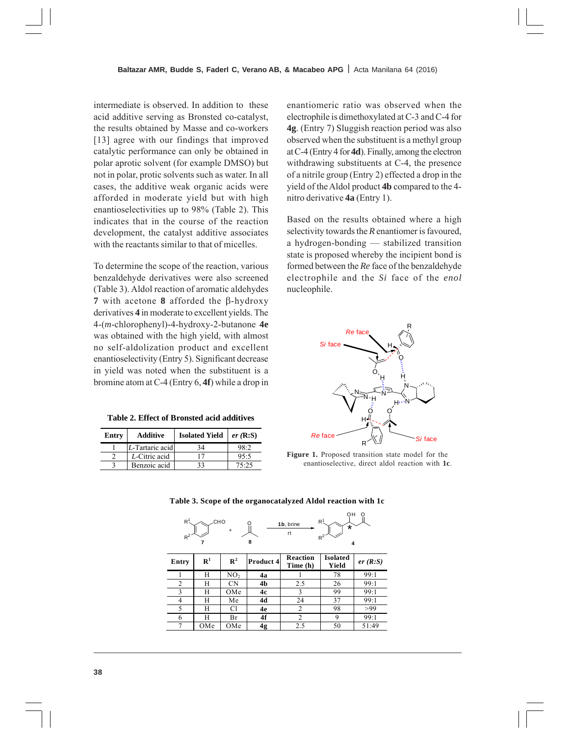intermediate is observed. In addition to these acid additive serving as Bronsted co-catalyst, the results obtained by Masse and co-workers [13] agree with our findings that improved catalytic performance can only be obtained in polar aprotic solvent (for example DMSO) but not in polar, protic solvents such as water. In all cases, the additive weak organic acids were afforded in moderate yield but with high enantioselectivities up to 98% (Table 2). This indicates that in the course of the reaction development, the catalyst additive associates with the reactants similar to that of micelles.

To determine the scope of the reaction, various benzaldehyde derivatives were also screened (Table 3). Aldol reaction of aromatic aldehydes **7** with acetone **8** afforded the β-hydroxy derivatives **4** in moderate to excellent yields. The 4-(*m*-chlorophenyl)-4-hydroxy-2-butanone **4e** was obtained with the high yield, with almost no self-aldolization product and excellent enantioselectivity (Entry 5). Significant decrease in yield was noted when the substituent is a bromine atom at C-4 (Entry 6, **4f**) while a drop in enantiomeric ratio was observed when the electrophile is dimethoxylated at C-3 and C-4 for **4g**. (Entry 7) Sluggish reaction period was also observed when the substituent is a methyl group at C-4 (Entry 4 for **4d**). Finally, among the electron withdrawing substituents at C-4, the presence of a nitrile group (Entry 2) effected a drop in the yield of the Aldol product **4b** compared to the 4-nitro derivative **4a** (Entry 1).

**Table 2. Effect of Bronsted acid additives**

| Entry | Additive | Isolated Yield | *er* (R:S) |
|---|---|---|---|
| 1 | *L*-Tartaric acid | 34 | 98:2 |
| 2 | *L*-Citric acid | 17 | 95:5 |
| 3 | Benzoic acid | 33 | 75:25 |

Based on the results obtained where a high selectivity towards the *R* enantiomer is favoured, a hydrogen-bonding — stabilized transition state is proposed whereby the incipient bond is formed between the *Re* face of the benzaldehyde electrophile and the *Si* face of the *enol* nucleophile.

**Figure 1.** Proposed transition state model for the enantioselective, direct aldol reaction with **1c**.

**Table 3. Scope of the organocatalyzed Aldol reaction with 1c**

| Entry | $R^1$ | $R^2$ | Product 4 | Reaction Time (h) | Isolated Yield | *er (R:S)* |
|---|---|---|---|---|---|---|
| 1 | H | $NO_2$ | **4a** | 1 | 78 | 99:1 |
| 2 | H | CN | **4b** | 2.5 | 26 | 99:1 |
| 3 | H | OMe | **4c** | 3 | 99 | 99:1 |
| 4 | H | Me | **4d** | 24 | 37 | 99:1 |
| 5 | H | Cl | **4e** | 2 | 98 | >99 |
| 6 | H | Br | **4f** | 2 | 9 | 99:1 |
| 7 | OMe | OMe | **4g** | 2.5 | 50 | 51:49 |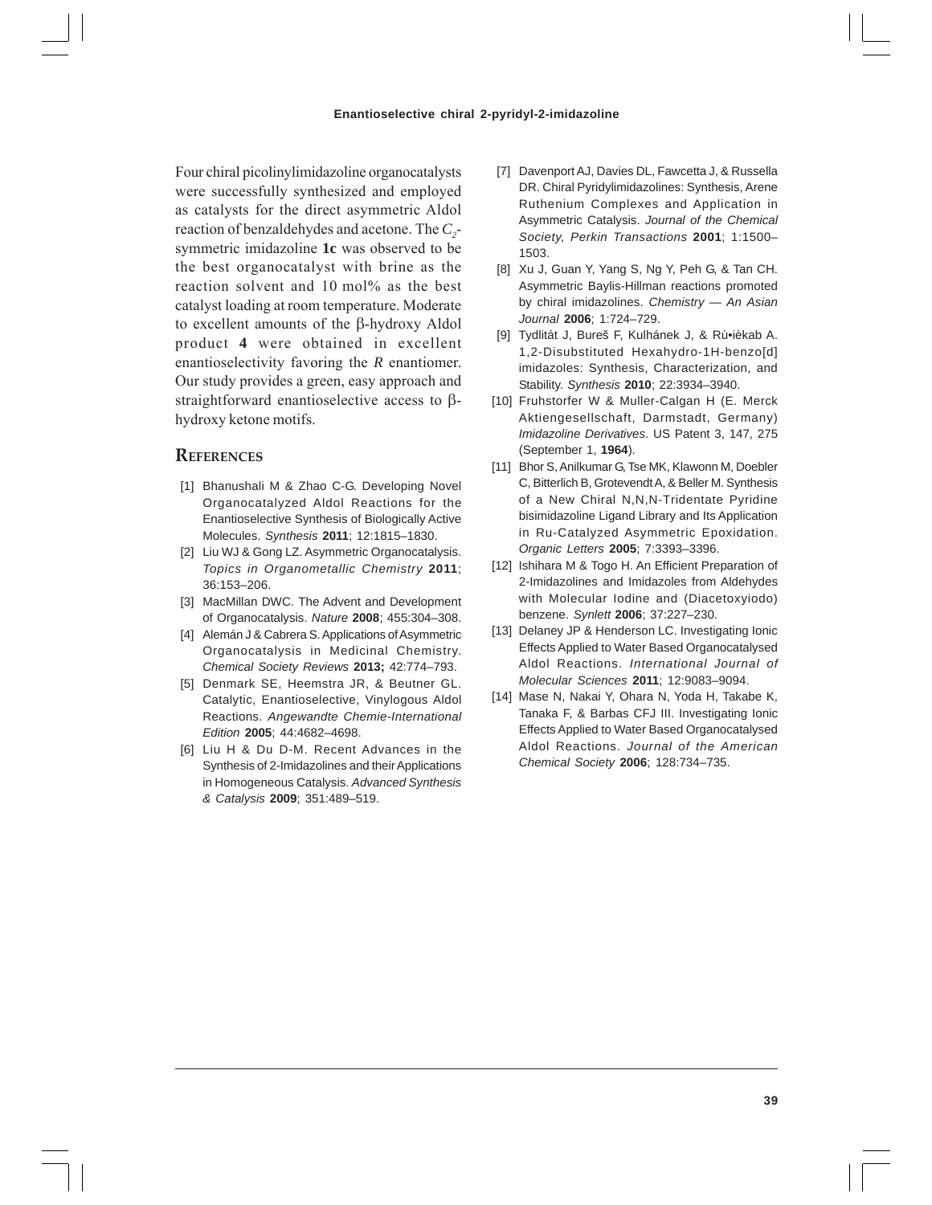Four chiral picolinylimidazoline organocatalysts were successfully synthesized and employed as catalysts for the direct asymmetric Aldol reaction of benzaldehydes and acetone. The $C_2$-symmetric imidazoline **1c** was observed to be the best organocatalyst with brine as the reaction solvent and 10 mol% as the best catalyst loading at room temperature. Moderate to excellent amounts of the β-hydroxy Aldol product **4** were obtained in excellent enantioselectivity favoring the *R* enantiomer. Our study provides a green, easy approach and straightforward enantioselective access to β-hydroxy ketone motifs.

## References

[1] Bhanushali M & Zhao C-G. Developing Novel Organocatalyzed Aldol Reactions for the Enantioselective Synthesis of Biologically Active Molecules. *Synthesis* **2011**; 12:1815–1830.

[2] Liu WJ & Gong LZ. Asymmetric Organocatalysis. *Topics in Organometallic Chemistry* **2011**; 36:153–206.

[3] MacMillan DWC. The Advent and Development of Organocatalysis. *Nature* **2008**; 455:304–308.

[4] Alemán J & Cabrera S. Applications of Asymmetric Organocatalysis in Medicinal Chemistry. *Chemical Society Reviews* **2013;** 42:774–793.

[5] Denmark SE, Heemstra JR, & Beutner GL. Catalytic, Enantioselective, Vinylogous Aldol Reactions. *Angewandte Chemie-International Edition* **2005**; 44:4682–4698.

[6] Liu H & Du D-M. Recent Advances in the Synthesis of 2-Imidazolines and their Applications in Homogeneous Catalysis. *Advanced Synthesis & Catalysis* **2009**; 351:489–519.

[7] Davenport AJ, Davies DL, Fawcetta J, & Russella DR. Chiral Pyridylimidazolines: Synthesis, Arene Ruthenium Complexes and Application in Asymmetric Catalysis. *Journal of the Chemical Society, Perkin Transactions* **2001**; 1:1500–1503.

[8] Xu J, Guan Y, Yang S, Ng Y, Peh G, & Tan CH. Asymmetric Baylis-Hillman reactions promoted by chiral imidazolines. *Chemistry — An Asian Journal* **2006**; 1:724–729.

[9] Tydlitát J, Bureš F, Kulhánek J, & Rù•ièkab A. 1,2-Disubstituted Hexahydro-1H-benzo[d] imidazoles: Synthesis, Characterization, and Stability. *Synthesis* **2010**; 22:3934–3940.

[10] Fruhstorfer W & Muller-Calgan H (E. Merck Aktiengesellschaft, Darmstadt, Germany) *Imidazoline Derivatives*. US Patent 3, 147, 275 (September 1, **1964**).

[11] Bhor S, Anilkumar G, Tse MK, Klawonn M, Doebler C, Bitterlich B, Grotevendt A, & Beller M. Synthesis of a New Chiral N,N,N-Tridentate Pyridine bisimidazoline Ligand Library and Its Application in Ru-Catalyzed Asymmetric Epoxidation. *Organic Letters* **2005**; 7:3393–3396.

[12] Ishihara M & Togo H. An Efficient Preparation of 2-Imidazolines and Imidazoles from Aldehydes with Molecular Iodine and (Diacetoxyiodo) benzene. *Synlett* **2006**; 37:227–230.

[13] Delaney JP & Henderson LC. Investigating Ionic Effects Applied to Water Based Organocatalysed Aldol Reactions. *International Journal of Molecular Sciences* **2011**; 12:9083–9094.

[14] Mase N, Nakai Y, Ohara N, Yoda H, Takabe K, Tanaka F, & Barbas CFJ III. Investigating Ionic Effects Applied to Water Based Organocatalysed Aldol Reactions. *Journal of the American Chemical Society* **2006**; 128:734–735.